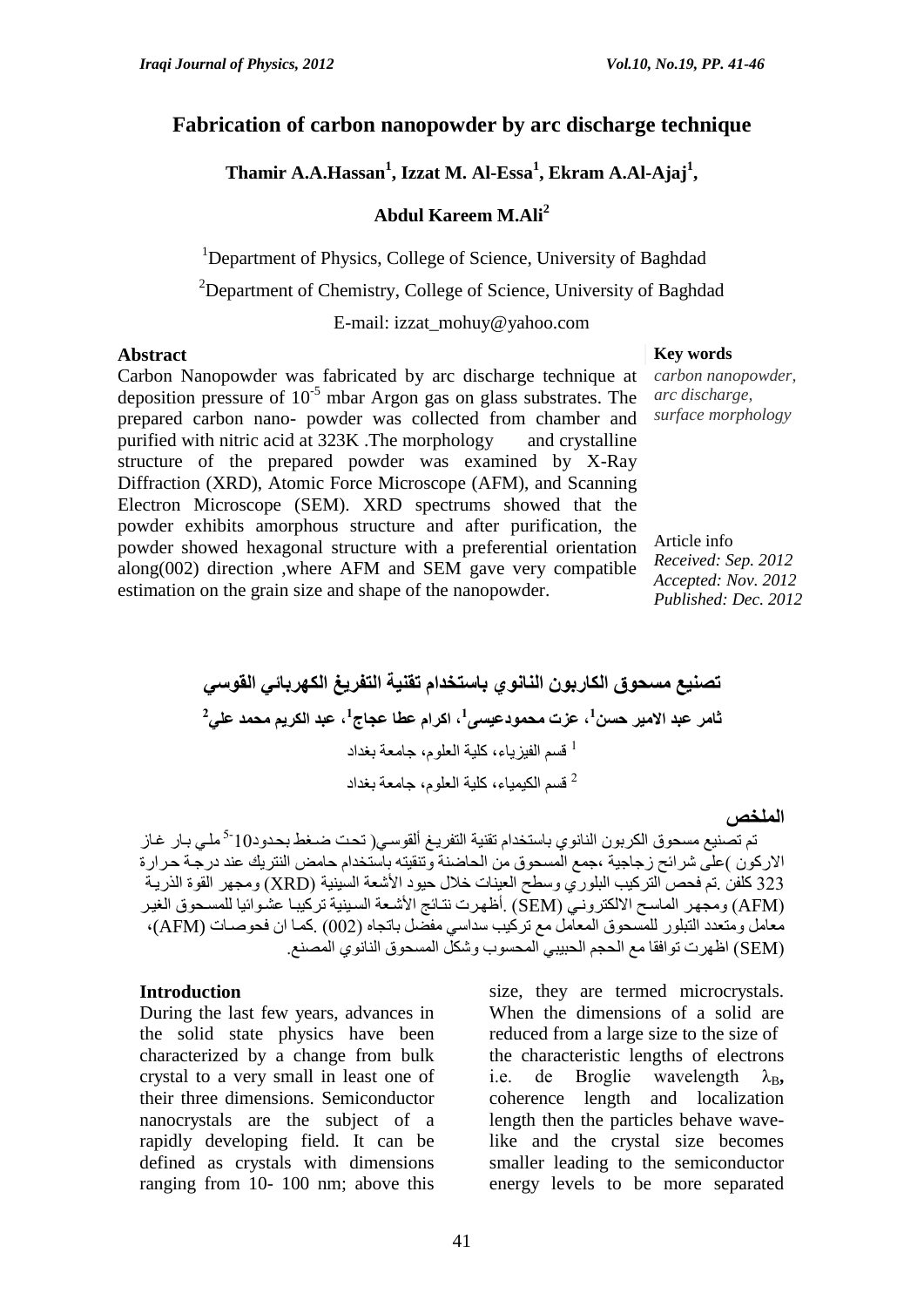# Fabrication of carbon nanopowder by arc discharge technique

**Thamir A.A.Hassan[1], Izzat M. Al-Essa[1], Ekram A.Al-Ajaj[1], Abdul Kareem M.Ali[2]**

[1]Department of Physics, College of Science, University of Baghdad

[2]Department of Chemistry, College of Science, University of Baghdad

E-mail: izzat_mohuy@yahoo.com

## Abstract

Carbon Nanopowder was fabricated by arc discharge technique at deposition pressure of $10^{-5}$ mbar Argon gas on glass substrates. The prepared carbon nano- powder was collected from chamber and purified with nitric acid at 323K .The morphology and crystalline structure of the prepared powder was examined by X-Ray Diffraction (XRD), Atomic Force Microscope (AFM), and Scanning Electron Microscope (SEM). XRD spectrums showed that the powder exhibits amorphous structure and after purification, the powder showed hexagonal structure with a preferential orientation along(002) direction ,where AFM and SEM gave very compatible estimation on the grain size and shape of the nanopowder.

**Key words**

*carbon nanopowder, arc discharge, surface morphology*

Article info

*Received: Sep. 2012*
*Accepted: Nov. 2012*
*Published: Dec. 2012*

# تصنيع مسحوق الكاربون النانوي باستخدام تقنية التفريغ الكهربائي القوسي

**ثامر عبد الامير حسن[1]، عزت محمودعيسى[1]، اكرام عطا عجاج[1]، عبد الكريم محمد علي[2]**

[1] قسم الفيزياء، كلية العلوم، جامعة بغداد

[2] قسم الكيمياء، كلية العلوم، جامعة بغداد

## الملخص

تم تصنيع مسحوق الكربون النانوي باستخدام تقنية التفريغ ألقوسي( تحت ضغط بحدود$10^{-5}$ ملي بار غاز الاركون )على شرائح زجاجية ،جمع المسحوق من الحاضنة وتنقيته باستخدام حامض النتريك عند درجة حرارة 323 كلفن .تم فحص التركيب البلوري وسطح العينات خلال حيود الأشعة السينية (XRD) ومجهر القوة الذرية (AFM) ومجهر الماسح الالكتروني (SEM) .أظهرت نتائج الأشعة السينية تركيبا عشوائيا للمسحوق الغير معامل ومتعدد التبلور للمسحوق المعامل مع تركيب سداسي مفضل باتجاه (002) .كما ان فحوصات (AFM)، (SEM) اظهرت توافقا مع الحجم الحبيبي المحسوب وشكل المسحوق النانوي المصنع.

## Introduction

During the last few years, advances in the solid state physics have been characterized by a change from bulk crystal to a very small in least one of their three dimensions. Semiconductor nanocrystals are the subject of a rapidly developing field. It can be defined as crystals with dimensions ranging from 10- 100 nm; above this size, they are termed microcrystals. When the dimensions of a solid are reduced from a large size to the size of the characteristic lengths of electrons i.e. de Broglie wavelength $\lambda_B$, coherence length and localization length then the particles behave wave-like and the crystal size becomes smaller leading to the semiconductor energy levels to be more separated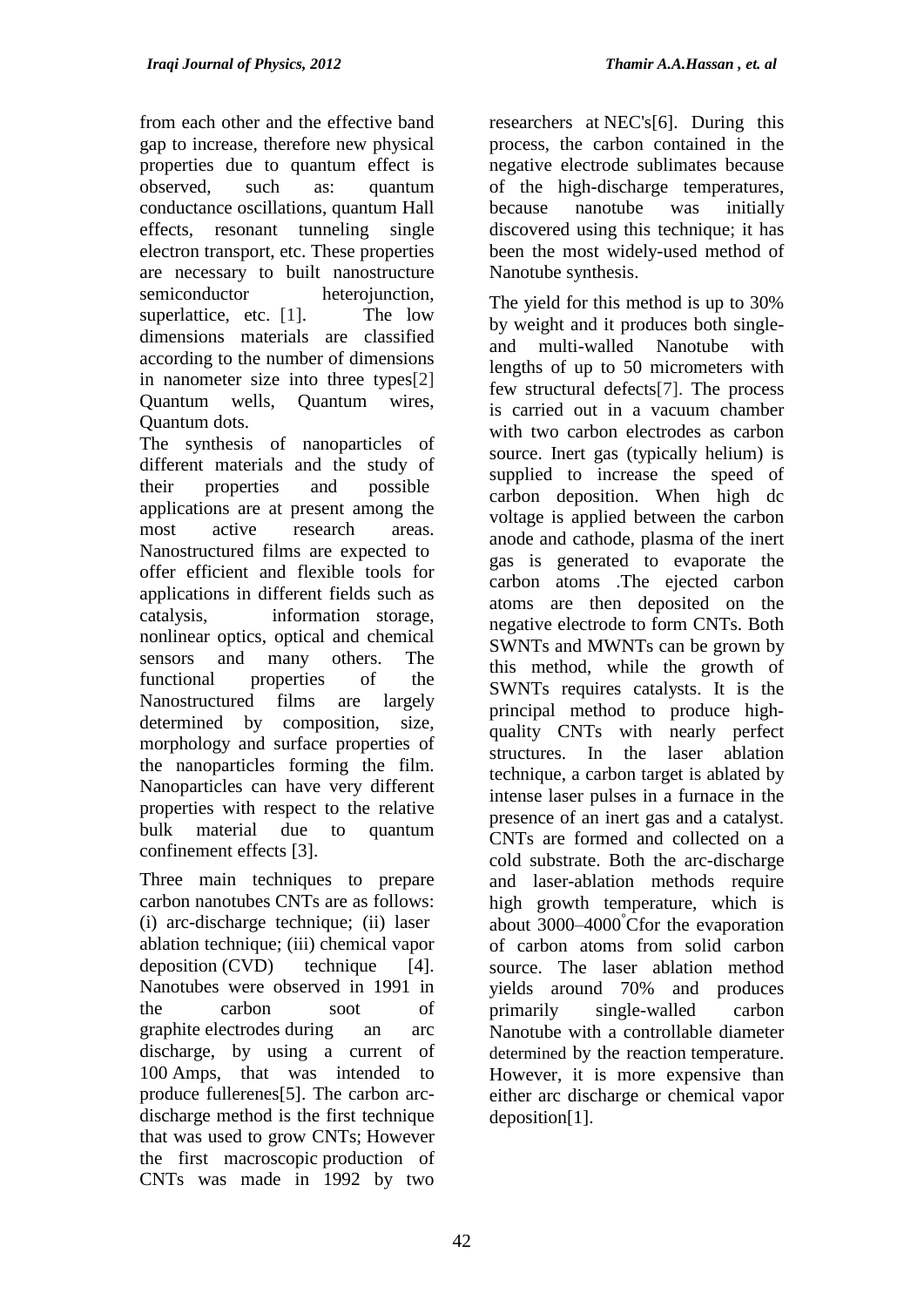from each other and the effective band gap to increase, therefore new physical properties due to quantum effect is observed, such as: quantum conductance oscillations, quantum Hall effects, resonant tunneling single electron transport, etc. These properties are necessary to built nanostructure semiconductor heterojunction, superlattice, etc. [1]. The low dimensions materials are classified according to the number of dimensions in nanometer size into three types[2] Quantum wells, Quantum wires, Quantum dots.

The synthesis of nanoparticles of different materials and the study of their properties and possible applications are at present among the most active research areas. Nanostructured films are expected to offer efficient and flexible tools for applications in different fields such as catalysis, information storage, nonlinear optics, optical and chemical sensors and many others. The functional properties of the Nanostructured films are largely determined by composition, size, morphology and surface properties of the nanoparticles forming the film. Nanoparticles can have very different properties with respect to the relative bulk material due to quantum confinement effects [3].

Three main techniques to prepare carbon nanotubes CNTs are as follows: (i) arc-discharge technique; (ii) laser ablation technique; (iii) chemical vapor deposition (CVD) technique [4]. Nanotubes were observed in 1991 in the carbon soot of graphite electrodes during an arc discharge, by using a current of 100 Amps, that was intended to produce fullerenes[5]. The carbon arc-discharge method is the first technique that was used to grow CNTs; However the first macroscopic production of CNTs was made in 1992 by two researchers at NEC's[6]. During this process, the carbon contained in the negative electrode sublimates because of the high-discharge temperatures, because nanotube was initially discovered using this technique; it has been the most widely-used method of Nanotube synthesis.

The yield for this method is up to 30% by weight and it produces both single- and multi-walled Nanotube with lengths of up to 50 micrometers with few structural defects[7]. The process is carried out in a vacuum chamber with two carbon electrodes as carbon source. Inert gas (typically helium) is supplied to increase the speed of carbon deposition. When high dc voltage is applied between the carbon anode and cathode, plasma of the inert gas is generated to evaporate the carbon atoms .The ejected carbon atoms are then deposited on the negative electrode to form CNTs. Both SWNTs and MWNTs can be grown by this method, while the growth of SWNTs requires catalysts. It is the principal method to produce high-quality CNTs with nearly perfect structures. In the laser ablation technique, a carbon target is ablated by intense laser pulses in a furnace in the presence of an inert gas and a catalyst. CNTs are formed and collected on a cold substrate. Both the arc-discharge and laser-ablation methods require high growth temperature, which is about 3000–4000$^{\circ}$C for the evaporation of carbon atoms from solid carbon source. The laser ablation method yields around 70% and produces primarily single-walled carbon Nanotube with a controllable diameter determined by the reaction temperature. However, it is more expensive than either arc discharge or chemical vapor deposition[1].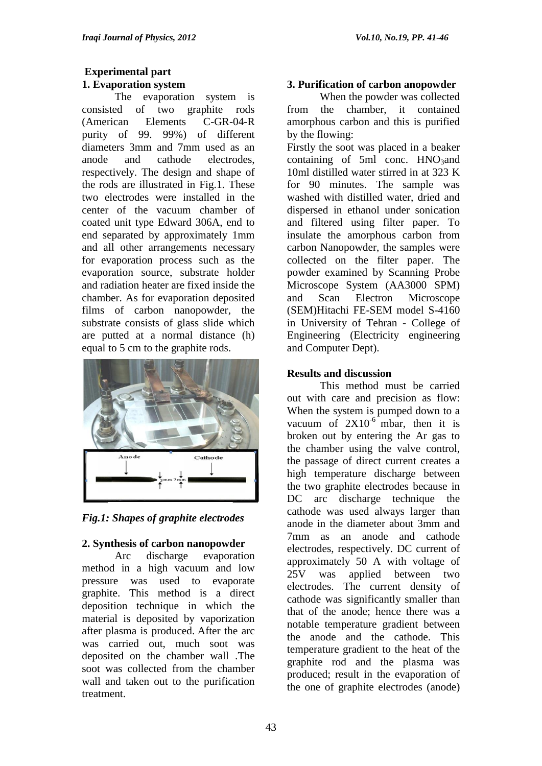**Experimental part**

**1. Evaporation system**

The evaporation system is consisted of two graphite rods (American Elements C-GR-04-R purity of 99. 99%) of different diameters 3mm and 7mm used as an anode and cathode electrodes, respectively. The design and shape of the rods are illustrated in Fig.1. These two electrodes were installed in the center of the vacuum chamber of coated unit type Edward 306A, end to end separated by approximately 1mm and all other arrangements necessary for evaporation process such as the evaporation source, substrate holder and radiation heater are fixed inside the chamber. As for evaporation deposited films of carbon nanopowder, the substrate consists of glass slide which are putted at a normal distance (h) equal to 5 cm to the graphite rods.

*Fig.1: Shapes of graphite electrodes*

**2. Synthesis of carbon nanopowder**

Arc discharge evaporation method in a high vacuum and low pressure was used to evaporate graphite. This method is a direct deposition technique in which the material is deposited by vaporization after plasma is produced. After the arc was carried out, much soot was deposited on the chamber wall .The soot was collected from the chamber wall and taken out to the purification treatment.

**3. Purification of carbon anopowder**

When the powder was collected from the chamber, it contained amorphous carbon and this is purified by the flowing:

Firstly the soot was placed in a beaker containing of 5ml conc. $HNO_3$and 10ml distilled water stirred in at 323 K for 90 minutes. The sample was washed with distilled water, dried and dispersed in ethanol under sonication and filtered using filter paper. To insulate the amorphous carbon from carbon Nanopowder, the samples were collected on the filter paper. The powder examined by Scanning Probe Microscope System (AA3000 SPM) and Scan Electron Microscope (SEM)Hitachi FE-SEM model S-4160 in University of Tehran - College of Engineering (Electricity engineering and Computer Dept).

**Results and discussion**

This method must be carried out with care and precision as flow: When the system is pumped down to a vacuum of $2X10^{-6}$ mbar, then it is broken out by entering the Ar gas to the chamber using the valve control, the passage of direct current creates a high temperature discharge between the two graphite electrodes because in DC arc discharge technique the cathode was used always larger than anode in the diameter about 3mm and 7mm as an anode and cathode electrodes, respectively. DC current of approximately 50 A with voltage of 25V was applied between two electrodes. The current density of cathode was significantly smaller than that of the anode; hence there was a notable temperature gradient between the anode and the cathode. This temperature gradient to the heat of the graphite rod and the plasma was produced; result in the evaporation of the one of graphite electrodes (anode)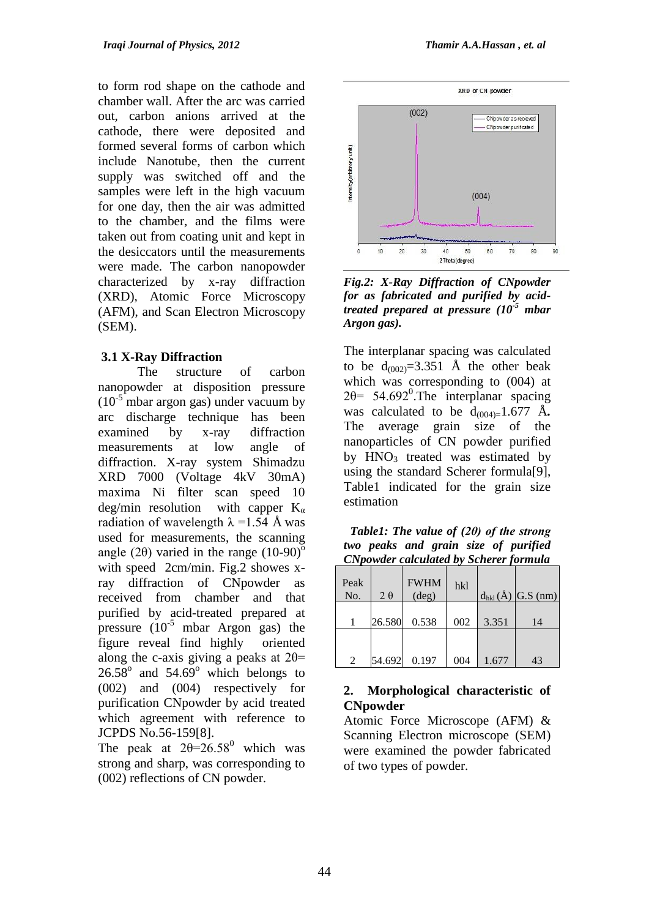to form rod shape on the cathode and chamber wall. After the arc was carried out, carbon anions arrived at the cathode, there were deposited and formed several forms of carbon which include Nanotube, then the current supply was switched off and the samples were left in the high vacuum for one day, then the air was admitted to the chamber, and the films were taken out from coating unit and kept in the desiccators until the measurements were made. The carbon nanopowder characterized by x-ray diffraction (XRD), Atomic Force Microscopy (AFM), and Scan Electron Microscopy (SEM).

### 3.1 X-Ray Diffraction

The structure of carbon nanopowder at disposition pressure ($10^{-5}$ mbar argon gas) under vacuum by arc discharge technique has been examined by x-ray diffraction measurements at low angle of diffraction. X-ray system Shimadzu XRD 7000 (Voltage 4kV 30mA) maxima Ni filter scan speed 10 deg/min resolution with capper $K_{\alpha}$ radiation of wavelength $\lambda$ =1.54 Å was used for measurements, the scanning angle (2θ) varied in the range $(10\text{-}90)^{o}$ with speed 2cm/min. Fig.2 showes x-ray diffraction of CNpowder as received from chamber and that purified by acid-treated prepared at pressure ($10^{-5}$ mbar Argon gas) the figure reveal find highly oriented along the c-axis giving a peaks at 2θ= $26.58^{o}$ and $54.69^{o}$ which belongs to (002) and (004) respectively for purification CNpowder by acid treated which agreement with reference to JCPDS No.56-159[8].

The peak at 2θ=$26.58^{0}$ which was strong and sharp, was corresponding to (002) reflections of CN powder.

*Fig.2: X-Ray Diffraction of CNpowder for as fabricated and purified by acid-treated prepared at pressure ($10^{-5}$ mbar Argon gas).*

The interplanar spacing was calculated to be $d_{(002)}$=3.351 Å the other beak which was corresponding to (004) at 2θ= $54.692^{0}$.The interplanar spacing was calculated to be $d_{(004)}$=1.677 Å**.** The average grain size of the nanoparticles of CN powder purified by $HNO_3$ treated was estimated by using the standard Scherer formula[9], Table1 indicated for the grain size estimation

*Table1: The value of (2θ) of the strong two peaks and grain size of purified CNpowder calculated by Scherer formula*

| Peak No. | 2 θ | FWHM (deg) | hkl | $d_{hkl}$ (Å) | G.S (nm) |
|---|---|---|---|---|---|
| 1 | 26.580 | 0.538 | 002 | 3.351 | 14 |
| 2 | 54.692 | 0.197 | 004 | 1.677 | 43 |

### 2. Morphological characteristic of CNpowder

Atomic Force Microscope (AFM) & Scanning Electron microscope (SEM) were examined the powder fabricated of two types of powder.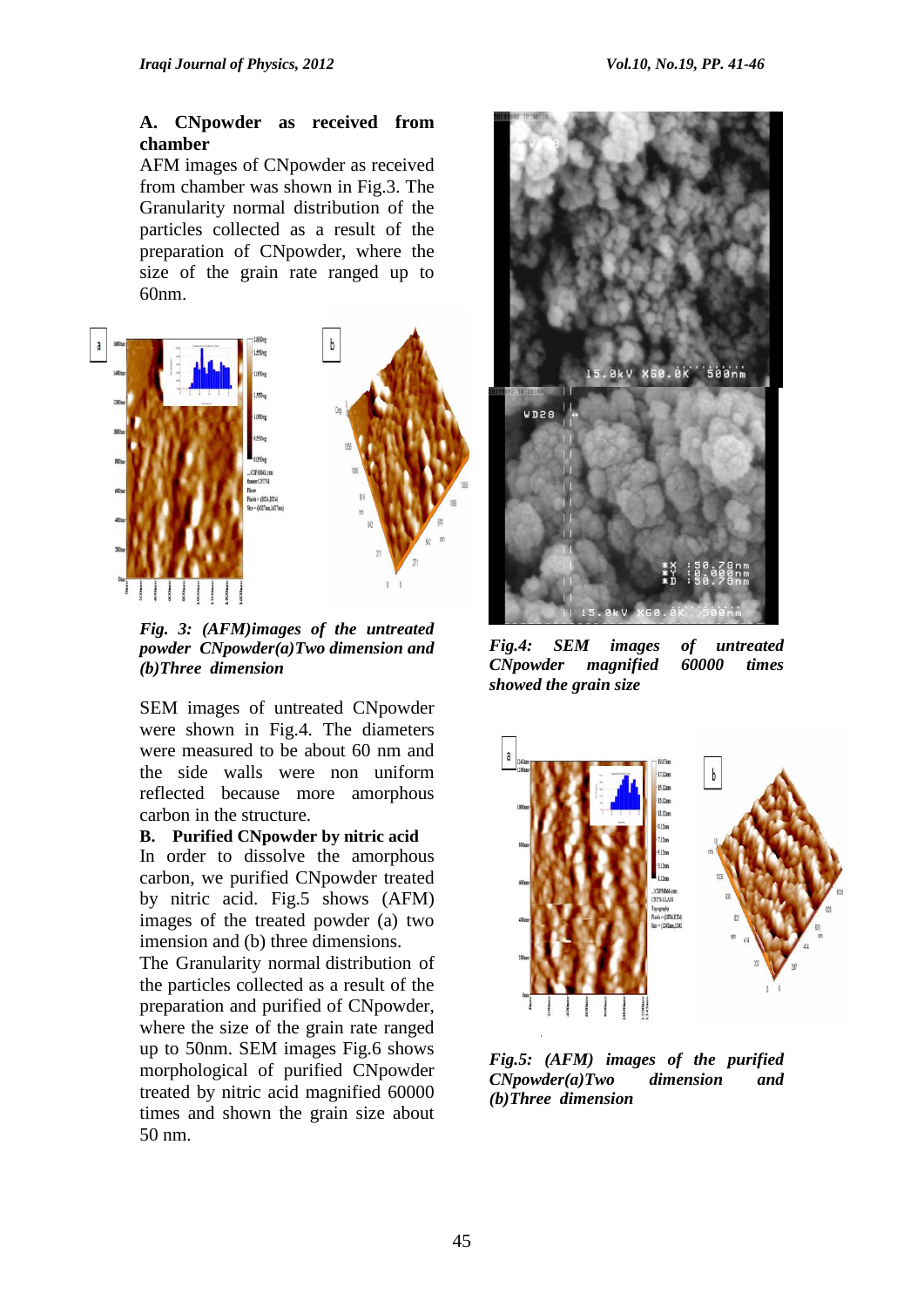### A. CNpowder as received from chamber

AFM images of CNpowder as received from chamber was shown in Fig.3. The Granularity normal distribution of the particles collected as a result of the preparation of CNpowder, where the size of the grain rate ranged up to 60nm.

*Fig. 3: (AFM)images of the untreated powder CNpowder(a)Two dimension and (b)Three dimension*

SEM images of untreated CNpowder were shown in Fig.4. The diameters were measured to be about 60 nm and the side walls were non uniform reflected because more amorphous carbon in the structure.

### B. Purified CNpowder by nitric acid

In order to dissolve the amorphous carbon, we purified CNpowder treated by nitric acid. Fig.5 shows (AFM) images of the treated powder (a) two imension and (b) three dimensions.

The Granularity normal distribution of the particles collected as a result of the preparation and purified of CNpowder, where the size of the grain rate ranged up to 50nm. SEM images Fig.6 shows morphological of purified CNpowder treated by nitric acid magnified 60000 times and shown the grain size about 50 nm.

*Fig.4: SEM images of untreated CNpowder magnified 60000 times showed the grain size*

*Fig.5: (AFM) images of the purified CNpowder(a)Two dimension and (b)Three dimension*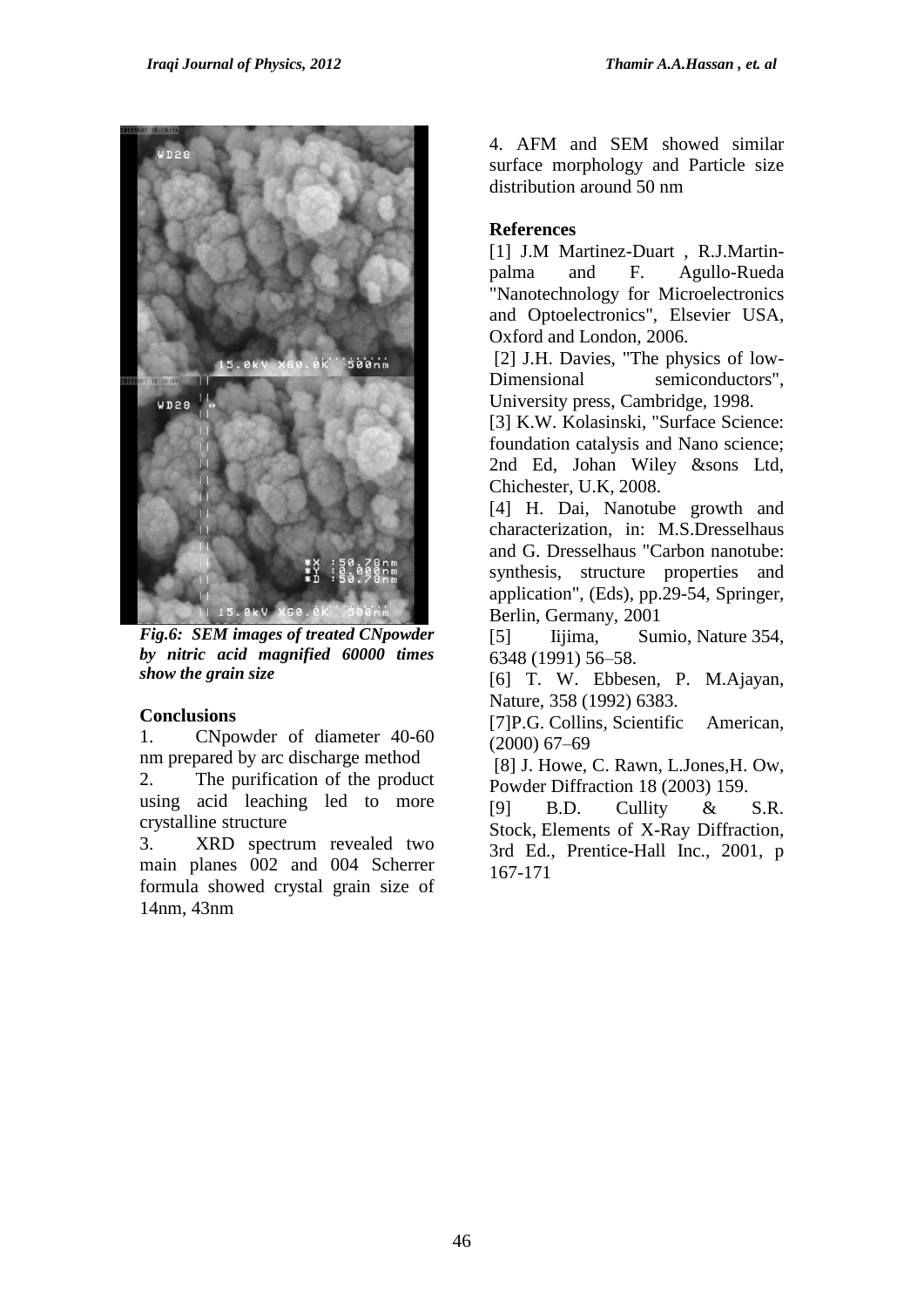*Fig.6: SEM images of treated CNpowder by nitric acid magnified 60000 times show the grain size*

## Conclusions

1. CNpowder of diameter 40-60 nm prepared by arc discharge method
2. The purification of the product using acid leaching led to more crystalline structure
3. XRD spectrum revealed two main planes 002 and 004 Scherrer formula showed crystal grain size of 14nm, 43nm
4. AFM and SEM showed similar surface morphology and Particle size distribution around 50 nm

## References

[1] J.M Martinez-Duart , R.J.Martin-palma and F. Agullo-Rueda "Nanotechnology for Microelectronics and Optoelectronics", Elsevier USA, Oxford and London, 2006.

[2] J.H. Davies, "The physics of low-Dimensional semiconductors", University press, Cambridge, 1998.

[3] K.W. Kolasinski, "Surface Science: foundation catalysis and Nano science; 2nd Ed, Johan Wiley &sons Ltd, Chichester, U.K, 2008.

[4] H. Dai, Nanotube growth and characterization, in: M.S.Dresselhaus and G. Dresselhaus "Carbon nanotube: synthesis, structure properties and application", (Eds), pp.29-54, Springer, Berlin, Germany, 2001

[5] Iijima, Sumio, Nature 354, 6348 (1991) 56–58.

[6] T. W. Ebbesen, P. M.Ajayan, Nature, 358 (1992) 6383.

[7]P.G. Collins, Scientific American, (2000) 67–69

[8] J. Howe, C. Rawn, L.Jones,H. Ow, Powder Diffraction 18 (2003) 159.

[9] B.D. Cullity & S.R. Stock, Elements of X-Ray Diffraction, 3rd Ed., Prentice-Hall Inc., 2001, p 167-171